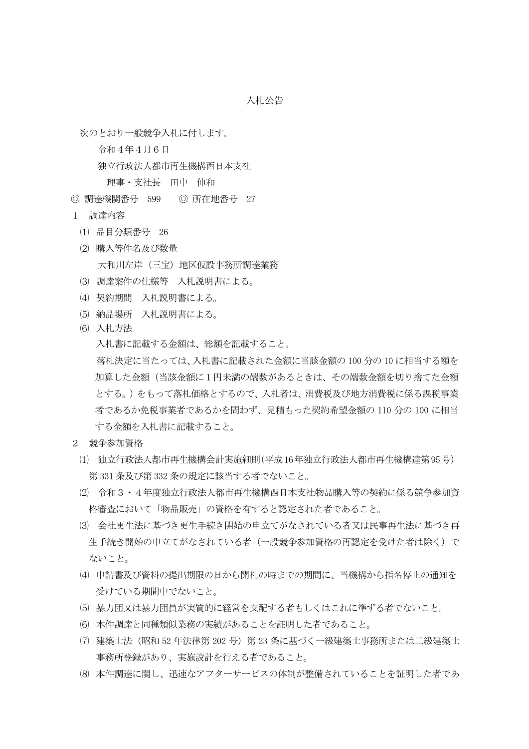# 入札公告

次のとおり一般競争入札に付します。

令和４年４月６日

独立行政法人都市再生機構西日本支社

理事・支社長　田中　伸和

◎ 調達機関番号　599　　◎ 所在地番号　27

1　調達内容

⑴ 品目分類番号　26

⑵ 購入等件名及び数量

大和川左岸（三宝）地区仮設事務所調達業務

⑶ 調達案件の仕様等　入札説明書による。

⑷ 契約期間　入札説明書による。

⑸ 納品場所　入札説明書による。

⑹ 入札方法

入札書に記載する金額は、総額を記載すること。

落札決定に当たっては、入札書に記載された金額に当該金額の 100 分の 10 に相当する額を加算した金額（当該金額に１円未満の端数があるときは、その端数金額を切り捨てた金額とする。）をもって落札価格とするので、入札者は、消費税及び地方消費税に係る課税事業者であるか免税事業者であるかを問わず、見積もった契約希望金額の 110 分の 100 に相当する金額を入札書に記載すること。

2　競争参加資格

⑴ 独立行政法人都市再生機構会計実施細則(平成16年独立行政法人都市再生機構達第95号)第 331 条及び第 332 条の規定に該当する者でないこと。

⑵ 令和３・４年度独立行政法人都市再生機構西日本支社物品購入等の契約に係る競争参加資格審査において「物品販売」の資格を有すると認定された者であること。

⑶ 会社更生法に基づき更生手続き開始の申立てがなされている者又は民事再生法に基づき再生手続き開始の申立てがなされている者（一般競争参加資格の再認定を受けた者は除く）でないこと。

⑷ 申請書及び資料の提出期限の日から開札の時までの期間に、当機構から指名停止の通知を受けている期間中でないこと。

⑸ 暴力団又は暴力団員が実質的に経営を支配する者もしくはこれに準ずる者でないこと。

⑹ 本件調達と同種類似業務の実績があることを証明した者であること。

⑺ 建築士法（昭和 52 年法律第 202 号）第 23 条に基づく一級建築士事務所または二級建築士事務所登録があり、実施設計を行える者であること。

⑻ 本件調達に関し、迅速なアフターサービスの体制が整備されていることを証明した者であ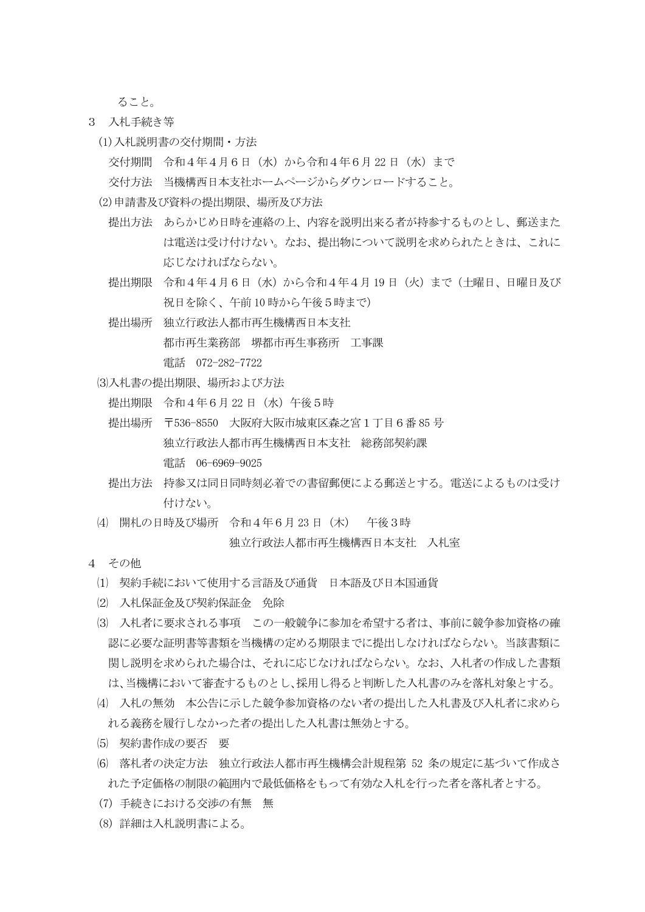ること。

3　入札手続き等

(1)入札説明書の交付期間・方法

交付期間　令和４年４月６日（水）から令和４年６月 22 日（水）まで

交付方法　当機構西日本支社ホームページからダウンロードすること。

(2)申請書及び資料の提出期限、場所及び方法

提出方法　あらかじめ日時を連絡の上、内容を説明出来る者が持参するものとし、郵送または電送は受け付けない。なお、提出物について説明を求められたときは、これに応じなければならない。

提出期限　令和４年４月６日（水）から令和４年４月 19 日（火）まで（土曜日、日曜日及び祝日を除く、午前 10 時から午後５時まで）

提出場所　独立行政法人都市再生機構西日本支社
　　　　　都市再生業務部　堺都市再生事務所　工事課
　　　　　電話　072-282-7722

⑶入札書の提出期限、場所および方法

提出期限　令和４年６月 22 日（水）午後５時

提出場所　〒536-8550　大阪府大阪市城東区森之宮１丁目６番 85 号
　　　　　独立行政法人都市再生機構西日本支社　総務部契約課
　　　　　電話　06-6969-9025

提出方法　持参又は同日同時刻必着での書留郵便による郵送とする。電送によるものは受け付けない。

⑷　開札の日時及び場所　令和４年６月 23 日（木）　午後３時
　　　　　独立行政法人都市再生機構西日本支社　入札室

4　その他

⑴　契約手続において使用する言語及び通貨　日本語及び日本国通貨

⑵　入札保証金及び契約保証金　免除

⑶　入札者に要求される事項　この一般競争に参加を希望する者は、事前に競争参加資格の確認に必要な証明書等書類を当機構の定める期限までに提出しなければならない。当該書類に関し説明を求められた場合は、それに応じなければならない。なお、入札者の作成した書類は、当機構において審査するものとし、採用し得ると判断した入札書のみを落札対象とする。

⑷　入札の無効　本公告に示した競争参加資格のない者の提出した入札書及び入札者に求められる義務を履行しなかった者の提出した入札書は無効とする。

⑸　契約書作成の要否　要

⑹　落札者の決定方法　独立行政法人都市再生機構会計規程第 52 条の規定に基づいて作成された予定価格の制限の範囲内で最低価格をもって有効な入札を行った者を落札者とする。

(7) 手続きにおける交渉の有無　無

(8) 詳細は入札説明書による。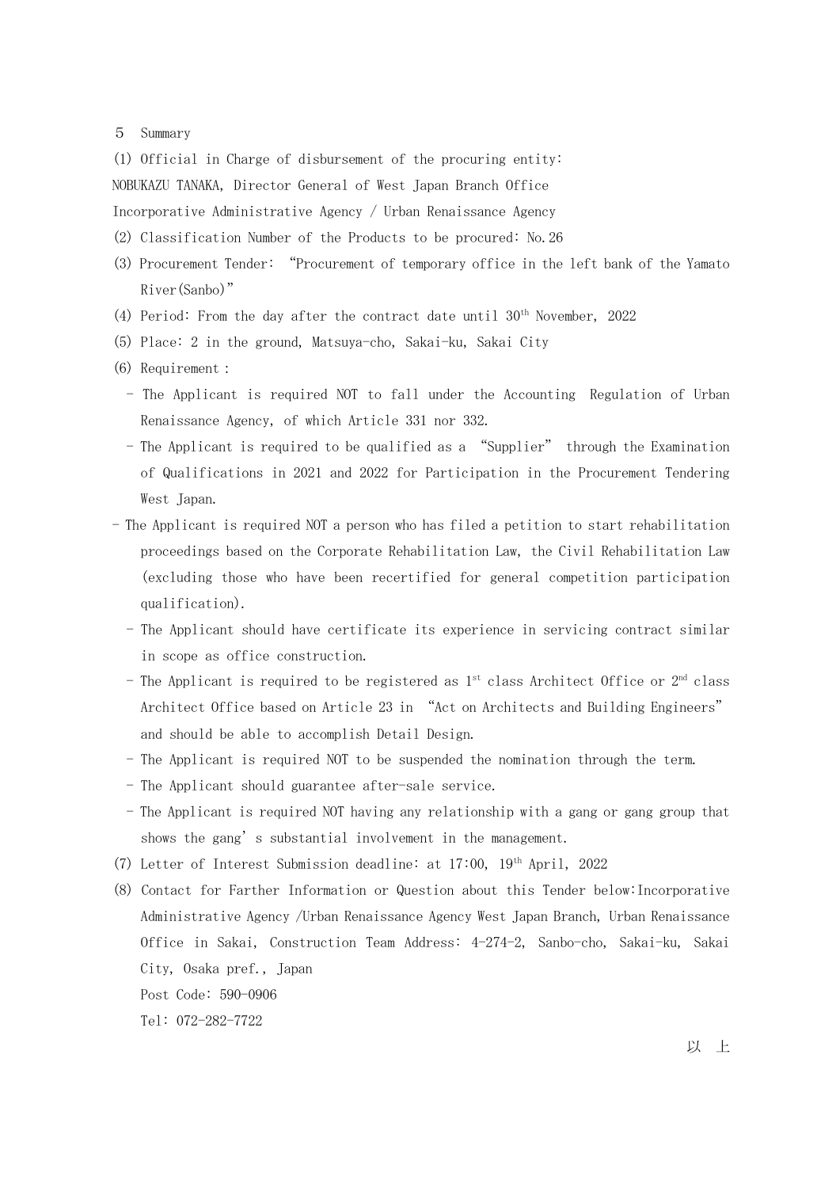５　Summary

(1) Official in Charge of disbursement of the procuring entity:
NOBUKAZU TANAKA, Director General of West Japan Branch Office
Incorporative Administrative Agency / Urban Renaissance Agency

(2) Classification Number of the Products to be procured: No.26

(3) Procurement Tender: “Procurement of temporary office in the left bank of the Yamato River(Sanbo)”

(4) Period: From the day after the contract date until 30th November, 2022

(5) Place: 2 in the ground, Matsuya-cho, Sakai-ku, Sakai City

(6) Requirement :

- The Applicant is required NOT to fall under the Accounting Regulation of Urban Renaissance Agency, of which Article 331 nor 332.
- The Applicant is required to be qualified as a “Supplier” through the Examination of Qualifications in 2021 and 2022 for Participation in the Procurement Tendering West Japan.
- The Applicant is required NOT a person who has filed a petition to start rehabilitation proceedings based on the Corporate Rehabilitation Law, the Civil Rehabilitation Law (excluding those who have been recertified for general competition participation qualification).
- The Applicant should have certificate its experience in servicing contract similar in scope as office construction.
- The Applicant is required to be registered as 1st class Architect Office or 2nd class Architect Office based on Article 23 in “Act on Architects and Building Engineers” and should be able to accomplish Detail Design.
- The Applicant is required NOT to be suspended the nomination through the term.
- The Applicant should guarantee after-sale service.
- The Applicant is required NOT having any relationship with a gang or gang group that shows the gang’s substantial involvement in the management.

(7) Letter of Interest Submission deadline: at 17:00, 19th April, 2022

(8) Contact for Farther Information or Question about this Tender below:Incorporative Administrative Agency /Urban Renaissance Agency West Japan Branch, Urban Renaissance Office in Sakai, Construction Team Address: 4-274-2, Sanbo-cho, Sakai-ku, Sakai City, Osaka pref., Japan
Post Code: 590-0906
Tel: 072-282-7722

以　上